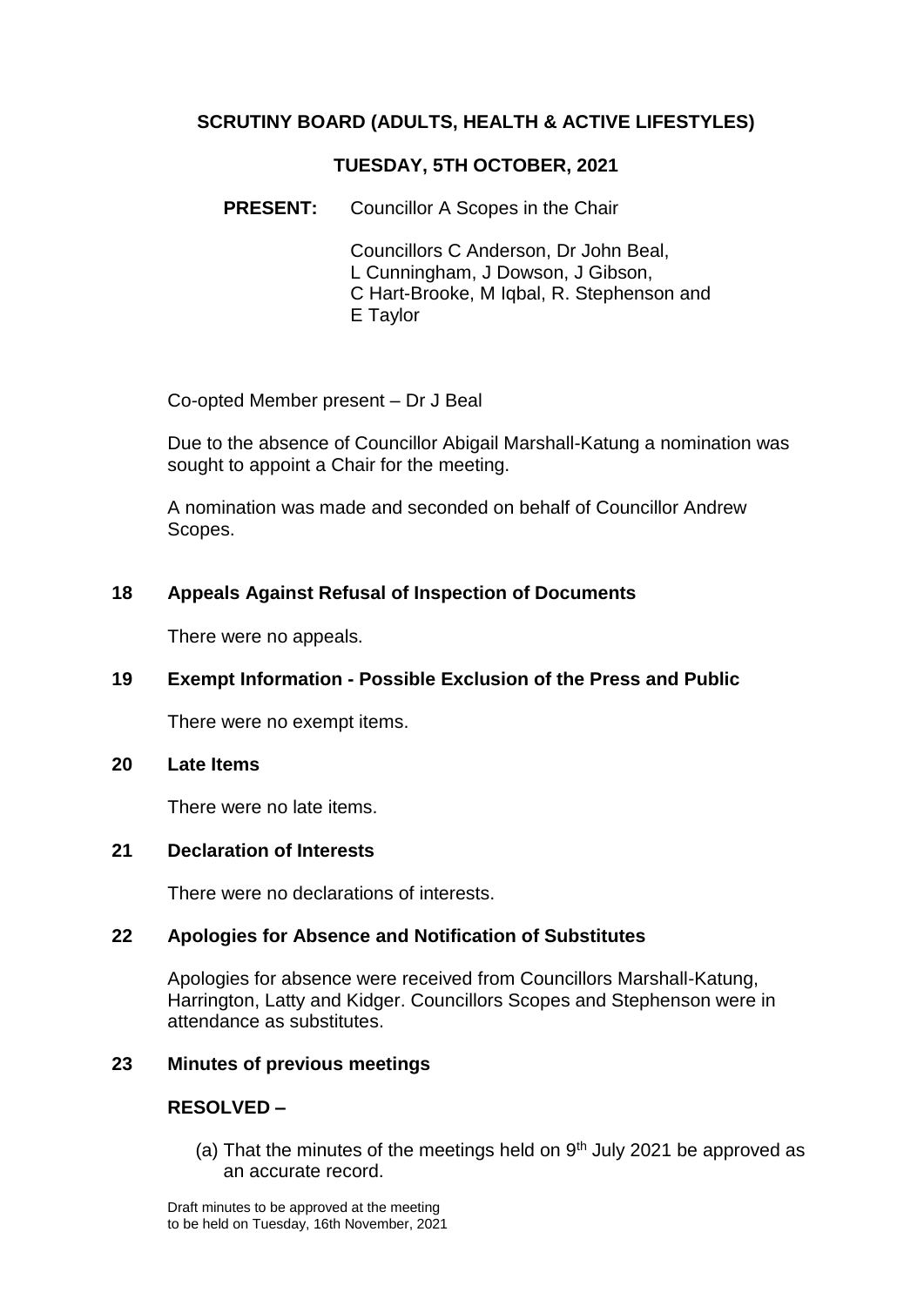# SCRUTINY BOARD (ADULTS, HEALTH & ACTIVE LIFESTYLES)

## TUESDAY, 5TH OCTOBER, 2021

**PRESENT:** Councillor A Scopes in the Chair

Councillors C Anderson, Dr John Beal, L Cunningham, J Dowson, J Gibson, C Hart-Brooke, M Iqbal, R. Stephenson and E Taylor

Co-opted Member present – Dr J Beal

Due to the absence of Councillor Abigail Marshall-Katung a nomination was sought to appoint a Chair for the meeting.

A nomination was made and seconded on behalf of Councillor Andrew Scopes.

### 18 Appeals Against Refusal of Inspection of Documents

There were no appeals.

### 19 Exempt Information - Possible Exclusion of the Press and Public

There were no exempt items.

### 20 Late Items

There were no late items.

### 21 Declaration of Interests

There were no declarations of interests.

### 22 Apologies for Absence and Notification of Substitutes

Apologies for absence were received from Councillors Marshall-Katung, Harrington, Latty and Kidger. Councillors Scopes and Stephenson were in attendance as substitutes.

### 23 Minutes of previous meetings

**RESOLVED –**

(a) That the minutes of the meetings held on 9th July 2021 be approved as an accurate record.

Draft minutes to be approved at the meeting to be held on Tuesday, 16th November, 2021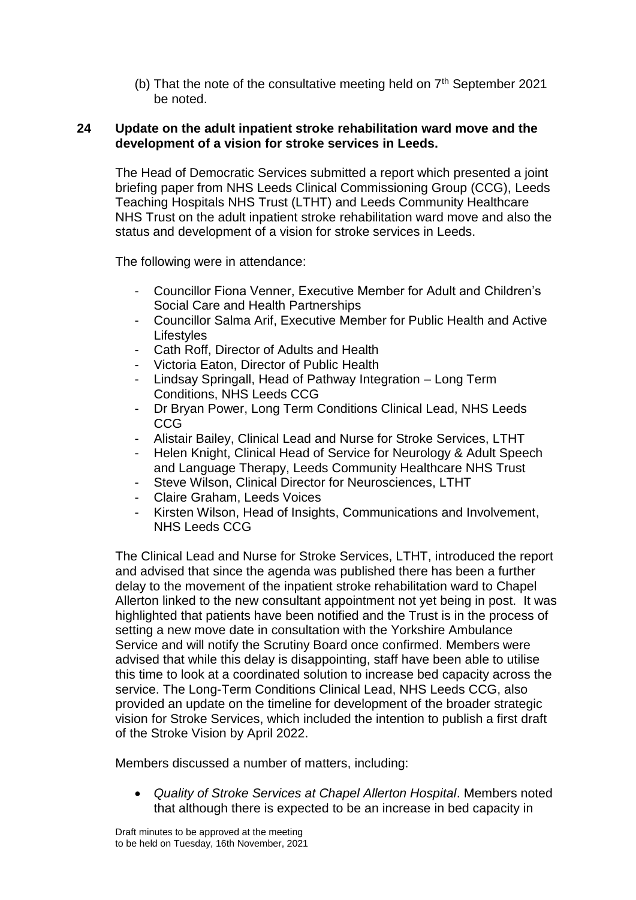(b) That the note of the consultative meeting held on 7th September 2021 be noted.

**24 Update on the adult inpatient stroke rehabilitation ward move and the development of a vision for stroke services in Leeds.**

The Head of Democratic Services submitted a report which presented a joint briefing paper from NHS Leeds Clinical Commissioning Group (CCG), Leeds Teaching Hospitals NHS Trust (LTHT) and Leeds Community Healthcare NHS Trust on the adult inpatient stroke rehabilitation ward move and also the status and development of a vision for stroke services in Leeds.

The following were in attendance:

- Councillor Fiona Venner, Executive Member for Adult and Children's Social Care and Health Partnerships
- Councillor Salma Arif, Executive Member for Public Health and Active Lifestyles
- Cath Roff, Director of Adults and Health
- Victoria Eaton, Director of Public Health
- Lindsay Springall, Head of Pathway Integration – Long Term Conditions, NHS Leeds CCG
- Dr Bryan Power, Long Term Conditions Clinical Lead, NHS Leeds CCG
- Alistair Bailey, Clinical Lead and Nurse for Stroke Services, LTHT
- Helen Knight, Clinical Head of Service for Neurology & Adult Speech and Language Therapy, Leeds Community Healthcare NHS Trust
- Steve Wilson, Clinical Director for Neurosciences, LTHT
- Claire Graham, Leeds Voices
- Kirsten Wilson, Head of Insights, Communications and Involvement, NHS Leeds CCG

The Clinical Lead and Nurse for Stroke Services, LTHT, introduced the report and advised that since the agenda was published there has been a further delay to the movement of the inpatient stroke rehabilitation ward to Chapel Allerton linked to the new consultant appointment not yet being in post. It was highlighted that patients have been notified and the Trust is in the process of setting a new move date in consultation with the Yorkshire Ambulance Service and will notify the Scrutiny Board once confirmed. Members were advised that while this delay is disappointing, staff have been able to utilise this time to look at a coordinated solution to increase bed capacity across the service. The Long-Term Conditions Clinical Lead, NHS Leeds CCG, also provided an update on the timeline for development of the broader strategic vision for Stroke Services, which included the intention to publish a first draft of the Stroke Vision by April 2022.

Members discussed a number of matters, including:

- *Quality of Stroke Services at Chapel Allerton Hospital*. Members noted that although there is expected to be an increase in bed capacity in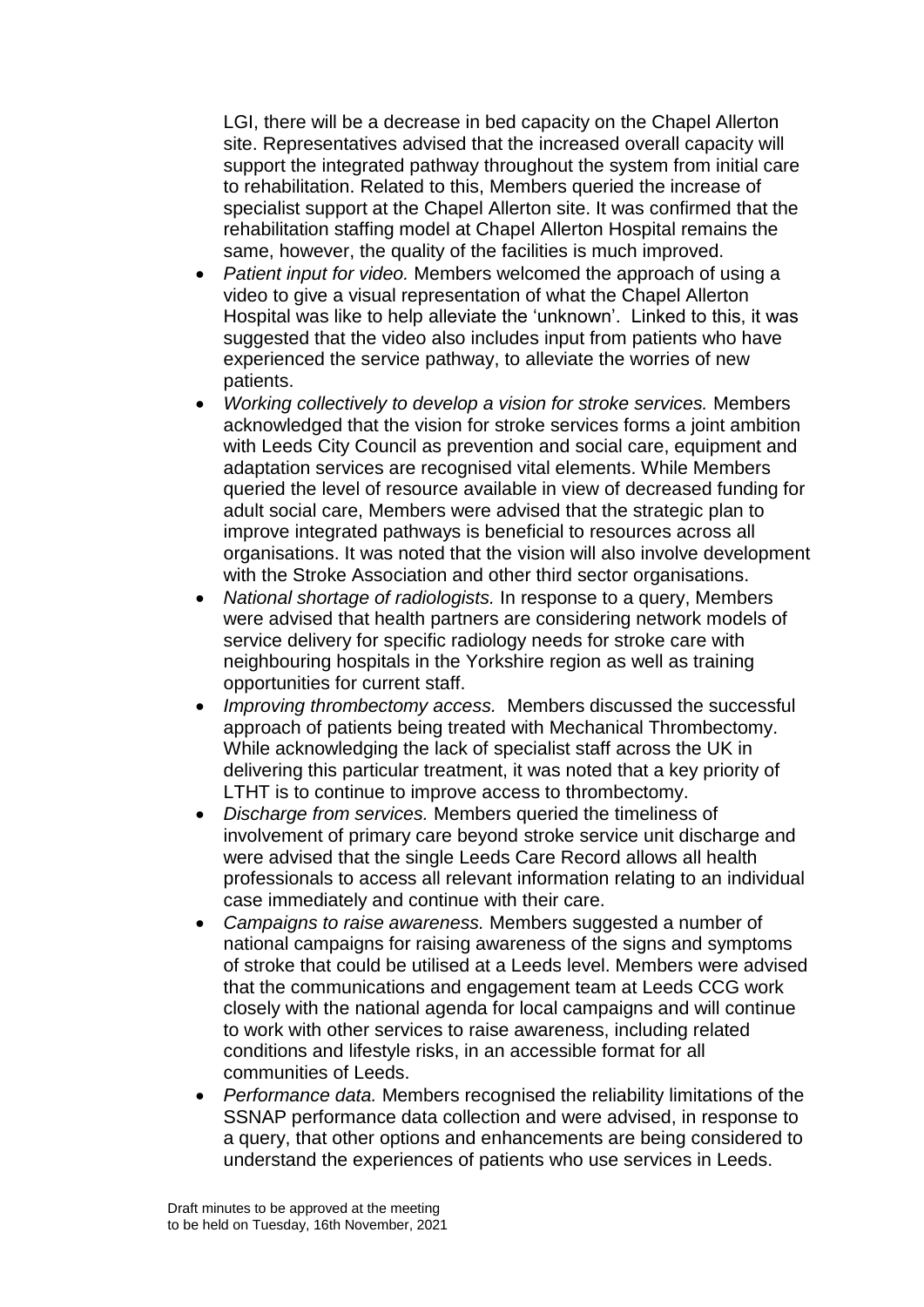LGI, there will be a decrease in bed capacity on the Chapel Allerton site. Representatives advised that the increased overall capacity will support the integrated pathway throughout the system from initial care to rehabilitation. Related to this, Members queried the increase of specialist support at the Chapel Allerton site. It was confirmed that the rehabilitation staffing model at Chapel Allerton Hospital remains the same, however, the quality of the facilities is much improved.

- *Patient input for video.* Members welcomed the approach of using a video to give a visual representation of what the Chapel Allerton Hospital was like to help alleviate the 'unknown'. Linked to this, it was suggested that the video also includes input from patients who have experienced the service pathway, to alleviate the worries of new patients.
- *Working collectively to develop a vision for stroke services.* Members acknowledged that the vision for stroke services forms a joint ambition with Leeds City Council as prevention and social care, equipment and adaptation services are recognised vital elements. While Members queried the level of resource available in view of decreased funding for adult social care, Members were advised that the strategic plan to improve integrated pathways is beneficial to resources across all organisations. It was noted that the vision will also involve development with the Stroke Association and other third sector organisations.
- *National shortage of radiologists.* In response to a query, Members were advised that health partners are considering network models of service delivery for specific radiology needs for stroke care with neighbouring hospitals in the Yorkshire region as well as training opportunities for current staff.
- *Improving thrombectomy access.* Members discussed the successful approach of patients being treated with Mechanical Thrombectomy. While acknowledging the lack of specialist staff across the UK in delivering this particular treatment, it was noted that a key priority of LTHT is to continue to improve access to thrombectomy.
- *Discharge from services.* Members queried the timeliness of involvement of primary care beyond stroke service unit discharge and were advised that the single Leeds Care Record allows all health professionals to access all relevant information relating to an individual case immediately and continue with their care.
- *Campaigns to raise awareness.* Members suggested a number of national campaigns for raising awareness of the signs and symptoms of stroke that could be utilised at a Leeds level. Members were advised that the communications and engagement team at Leeds CCG work closely with the national agenda for local campaigns and will continue to work with other services to raise awareness, including related conditions and lifestyle risks, in an accessible format for all communities of Leeds.
- *Performance data.* Members recognised the reliability limitations of the SSNAP performance data collection and were advised, in response to a query, that other options and enhancements are being considered to understand the experiences of patients who use services in Leeds.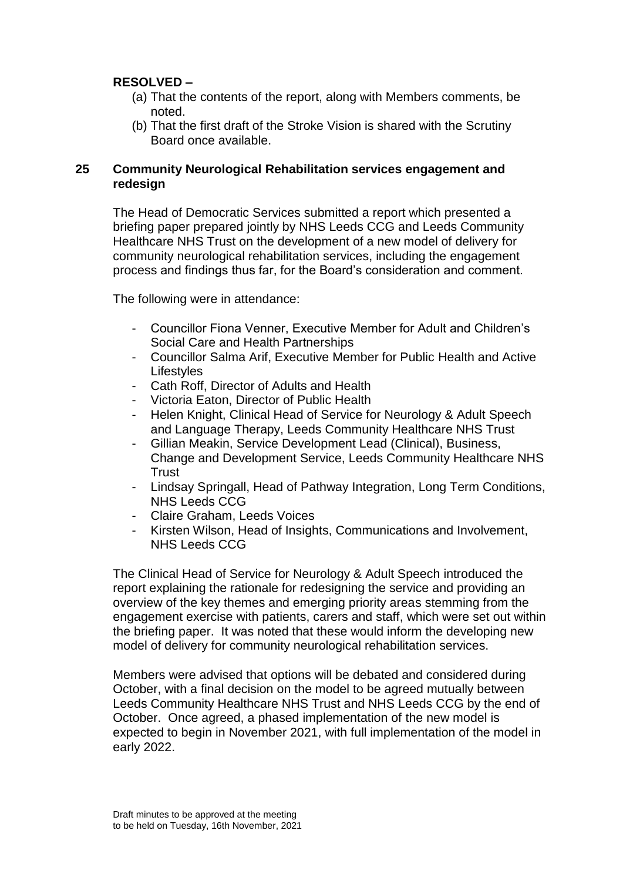**RESOLVED –**

(a) That the contents of the report, along with Members comments, be noted.
(b) That the first draft of the Stroke Vision is shared with the Scrutiny Board once available.

## 25 Community Neurological Rehabilitation services engagement and redesign

The Head of Democratic Services submitted a report which presented a briefing paper prepared jointly by NHS Leeds CCG and Leeds Community Healthcare NHS Trust on the development of a new model of delivery for community neurological rehabilitation services, including the engagement process and findings thus far, for the Board's consideration and comment.

The following were in attendance:

- Councillor Fiona Venner, Executive Member for Adult and Children's Social Care and Health Partnerships
- Councillor Salma Arif, Executive Member for Public Health and Active Lifestyles
- Cath Roff, Director of Adults and Health
- Victoria Eaton, Director of Public Health
- Helen Knight, Clinical Head of Service for Neurology & Adult Speech and Language Therapy, Leeds Community Healthcare NHS Trust
- Gillian Meakin, Service Development Lead (Clinical), Business, Change and Development Service, Leeds Community Healthcare NHS Trust
- Lindsay Springall, Head of Pathway Integration, Long Term Conditions, NHS Leeds CCG
- Claire Graham, Leeds Voices
- Kirsten Wilson, Head of Insights, Communications and Involvement, NHS Leeds CCG

The Clinical Head of Service for Neurology & Adult Speech introduced the report explaining the rationale for redesigning the service and providing an overview of the key themes and emerging priority areas stemming from the engagement exercise with patients, carers and staff, which were set out within the briefing paper. It was noted that these would inform the developing new model of delivery for community neurological rehabilitation services.

Members were advised that options will be debated and considered during October, with a final decision on the model to be agreed mutually between Leeds Community Healthcare NHS Trust and NHS Leeds CCG by the end of October. Once agreed, a phased implementation of the new model is expected to begin in November 2021, with full implementation of the model in early 2022.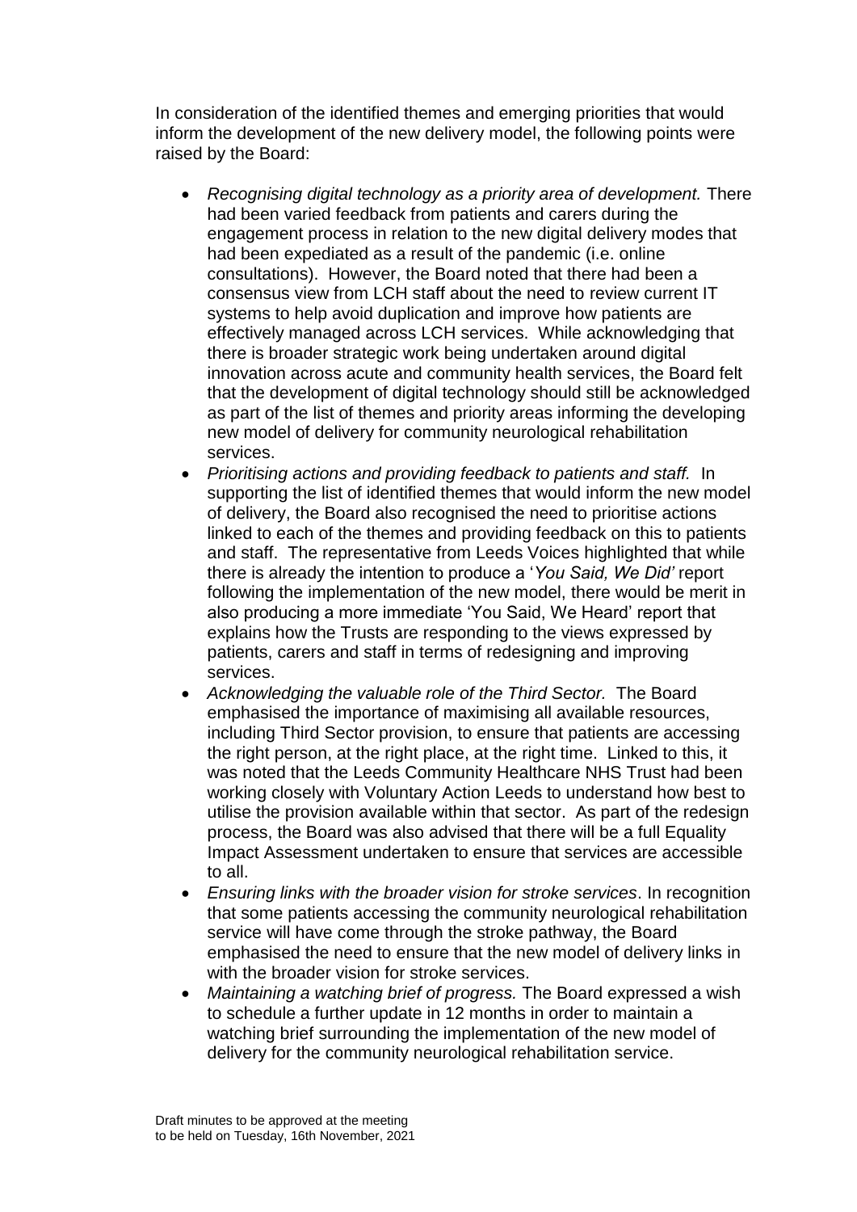In consideration of the identified themes and emerging priorities that would inform the development of the new delivery model, the following points were raised by the Board:

- *Recognising digital technology as a priority area of development.* There had been varied feedback from patients and carers during the engagement process in relation to the new digital delivery modes that had been expediated as a result of the pandemic (i.e. online consultations). However, the Board noted that there had been a consensus view from LCH staff about the need to review current IT systems to help avoid duplication and improve how patients are effectively managed across LCH services. While acknowledging that there is broader strategic work being undertaken around digital innovation across acute and community health services, the Board felt that the development of digital technology should still be acknowledged as part of the list of themes and priority areas informing the developing new model of delivery for community neurological rehabilitation services.
- *Prioritising actions and providing feedback to patients and staff.* In supporting the list of identified themes that would inform the new model of delivery, the Board also recognised the need to prioritise actions linked to each of the themes and providing feedback on this to patients and staff. The representative from Leeds Voices highlighted that while there is already the intention to produce a '*You Said, We Did'* report following the implementation of the new model, there would be merit in also producing a more immediate 'You Said, We Heard' report that explains how the Trusts are responding to the views expressed by patients, carers and staff in terms of redesigning and improving services.
- *Acknowledging the valuable role of the Third Sector.* The Board emphasised the importance of maximising all available resources, including Third Sector provision, to ensure that patients are accessing the right person, at the right place, at the right time. Linked to this, it was noted that the Leeds Community Healthcare NHS Trust had been working closely with Voluntary Action Leeds to understand how best to utilise the provision available within that sector. As part of the redesign process, the Board was also advised that there will be a full Equality Impact Assessment undertaken to ensure that services are accessible to all.
- *Ensuring links with the broader vision for stroke services*. In recognition that some patients accessing the community neurological rehabilitation service will have come through the stroke pathway, the Board emphasised the need to ensure that the new model of delivery links in with the broader vision for stroke services.
- *Maintaining a watching brief of progress.* The Board expressed a wish to schedule a further update in 12 months in order to maintain a watching brief surrounding the implementation of the new model of delivery for the community neurological rehabilitation service.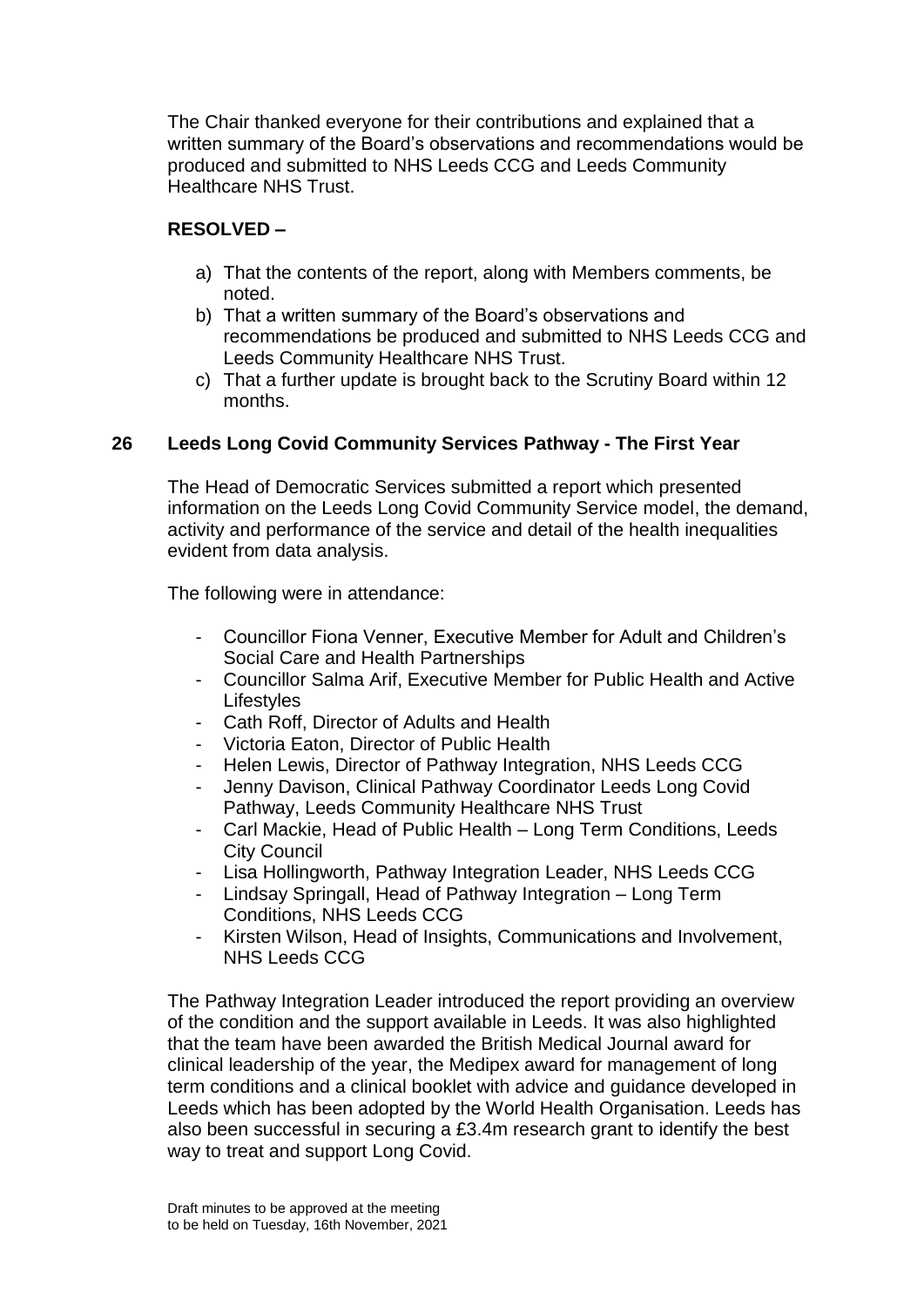The Chair thanked everyone for their contributions and explained that a written summary of the Board's observations and recommendations would be produced and submitted to NHS Leeds CCG and Leeds Community Healthcare NHS Trust.

**RESOLVED –**

a) That the contents of the report, along with Members comments, be noted.
b) That a written summary of the Board's observations and recommendations be produced and submitted to NHS Leeds CCG and Leeds Community Healthcare NHS Trust.
c) That a further update is brought back to the Scrutiny Board within 12 months.

## 26 Leeds Long Covid Community Services Pathway - The First Year

The Head of Democratic Services submitted a report which presented information on the Leeds Long Covid Community Service model, the demand, activity and performance of the service and detail of the health inequalities evident from data analysis.

The following were in attendance:

- Councillor Fiona Venner, Executive Member for Adult and Children's Social Care and Health Partnerships
- Councillor Salma Arif, Executive Member for Public Health and Active Lifestyles
- Cath Roff, Director of Adults and Health
- Victoria Eaton, Director of Public Health
- Helen Lewis, Director of Pathway Integration, NHS Leeds CCG
- Jenny Davison, Clinical Pathway Coordinator Leeds Long Covid Pathway, Leeds Community Healthcare NHS Trust
- Carl Mackie, Head of Public Health – Long Term Conditions, Leeds City Council
- Lisa Hollingworth, Pathway Integration Leader, NHS Leeds CCG
- Lindsay Springall, Head of Pathway Integration – Long Term Conditions, NHS Leeds CCG
- Kirsten Wilson, Head of Insights, Communications and Involvement, NHS Leeds CCG

The Pathway Integration Leader introduced the report providing an overview of the condition and the support available in Leeds. It was also highlighted that the team have been awarded the British Medical Journal award for clinical leadership of the year, the Medipex award for management of long term conditions and a clinical booklet with advice and guidance developed in Leeds which has been adopted by the World Health Organisation. Leeds has also been successful in securing a £3.4m research grant to identify the best way to treat and support Long Covid.

Draft minutes to be approved at the meeting to be held on Tuesday, 16th November, 2021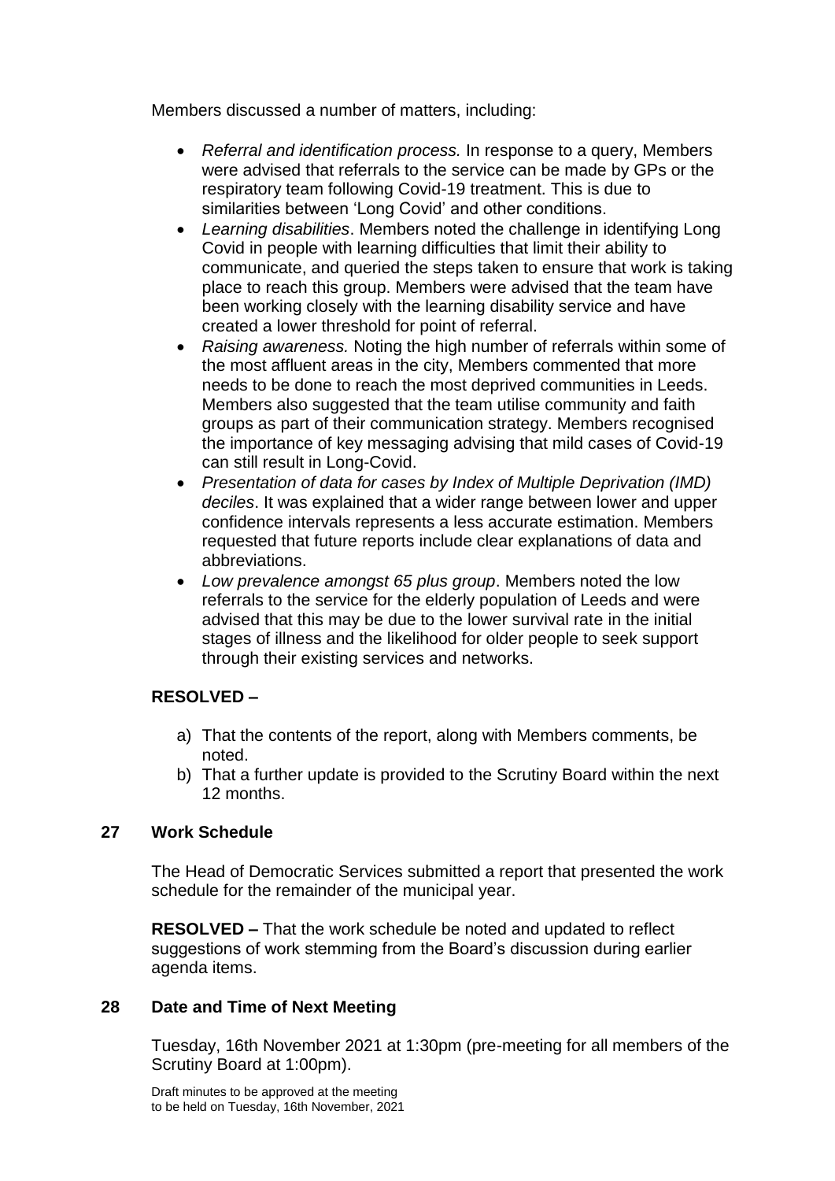Members discussed a number of matters, including:

- *Referral and identification process.* In response to a query, Members were advised that referrals to the service can be made by GPs or the respiratory team following Covid-19 treatment. This is due to similarities between 'Long Covid' and other conditions.
- *Learning disabilities*. Members noted the challenge in identifying Long Covid in people with learning difficulties that limit their ability to communicate, and queried the steps taken to ensure that work is taking place to reach this group. Members were advised that the team have been working closely with the learning disability service and have created a lower threshold for point of referral.
- *Raising awareness.* Noting the high number of referrals within some of the most affluent areas in the city, Members commented that more needs to be done to reach the most deprived communities in Leeds. Members also suggested that the team utilise community and faith groups as part of their communication strategy. Members recognised the importance of key messaging advising that mild cases of Covid-19 can still result in Long-Covid.
- *Presentation of data for cases by Index of Multiple Deprivation (IMD) deciles*. It was explained that a wider range between lower and upper confidence intervals represents a less accurate estimation. Members requested that future reports include clear explanations of data and abbreviations.
- *Low prevalence amongst 65 plus group*. Members noted the low referrals to the service for the elderly population of Leeds and were advised that this may be due to the lower survival rate in the initial stages of illness and the likelihood for older people to seek support through their existing services and networks.

**RESOLVED –**

a) That the contents of the report, along with Members comments, be noted.
b) That a further update is provided to the Scrutiny Board within the next 12 months.

## 27 Work Schedule

The Head of Democratic Services submitted a report that presented the work schedule for the remainder of the municipal year.

**RESOLVED –** That the work schedule be noted and updated to reflect suggestions of work stemming from the Board's discussion during earlier agenda items.

## 28 Date and Time of Next Meeting

Tuesday, 16th November 2021 at 1:30pm (pre-meeting for all members of the Scrutiny Board at 1:00pm).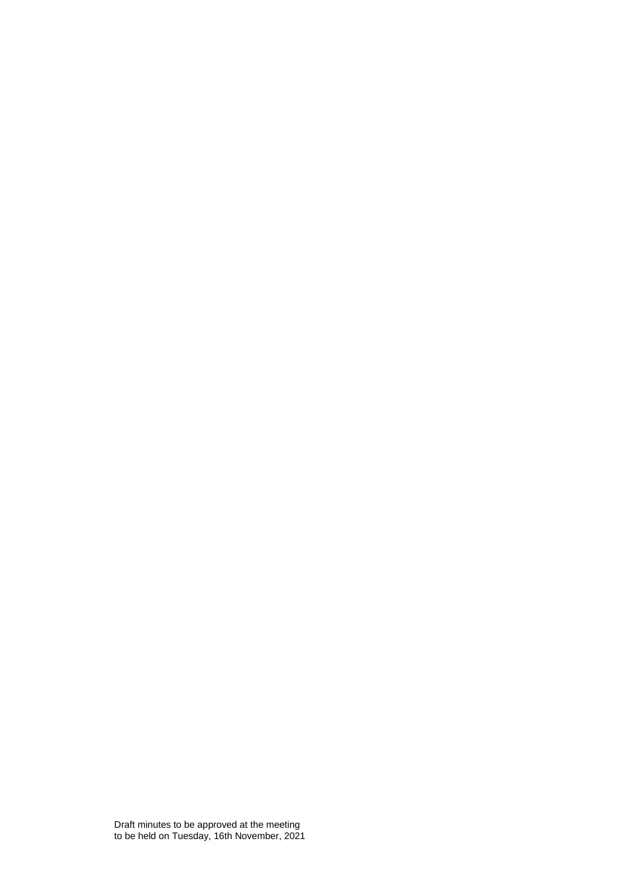Draft minutes to be approved at the meeting
to be held on Tuesday, 16th November, 2021